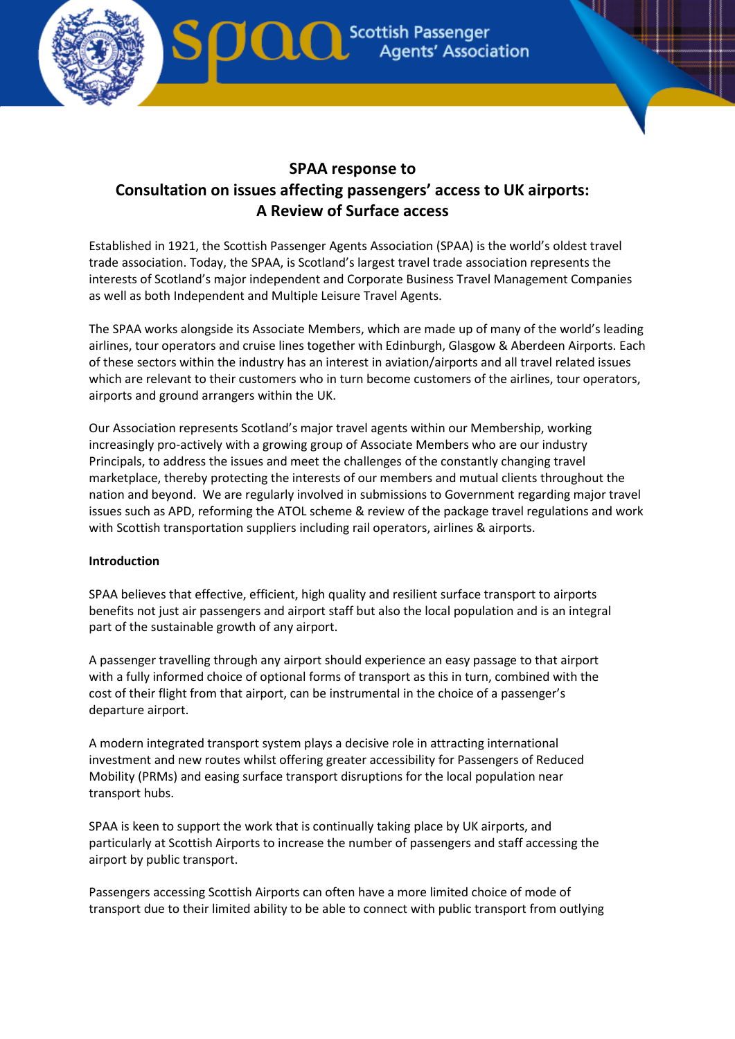# SPAA response to Consultation on issues affecting passengers' access to UK airports: A Review of Surface access

Established in 1921, the Scottish Passenger Agents Association (SPAA) is the world's oldest travel trade association. Today, the SPAA, is Scotland's largest travel trade association represents the interests of Scotland's major independent and Corporate Business Travel Management Companies as well as both Independent and Multiple Leisure Travel Agents.

The SPAA works alongside its Associate Members, which are made up of many of the world's leading airlines, tour operators and cruise lines together with Edinburgh, Glasgow & Aberdeen Airports. Each of these sectors within the industry has an interest in aviation/airports and all travel related issues which are relevant to their customers who in turn become customers of the airlines, tour operators, airports and ground arrangers within the UK.

Our Association represents Scotland's major travel agents within our Membership, working increasingly pro-actively with a growing group of Associate Members who are our industry Principals, to address the issues and meet the challenges of the constantly changing travel marketplace, thereby protecting the interests of our members and mutual clients throughout the nation and beyond. We are regularly involved in submissions to Government regarding major travel issues such as APD, reforming the ATOL scheme & review of the package travel regulations and work with Scottish transportation suppliers including rail operators, airlines & airports.

**Introduction**

SPAA believes that effective, efficient, high quality and resilient surface transport to airports benefits not just air passengers and airport staff but also the local population and is an integral part of the sustainable growth of any airport.

A passenger travelling through any airport should experience an easy passage to that airport with a fully informed choice of optional forms of transport as this in turn, combined with the cost of their flight from that airport, can be instrumental in the choice of a passenger's departure airport.

A modern integrated transport system plays a decisive role in attracting international investment and new routes whilst offering greater accessibility for Passengers of Reduced Mobility (PRMs) and easing surface transport disruptions for the local population near transport hubs.

SPAA is keen to support the work that is continually taking place by UK airports, and particularly at Scottish Airports to increase the number of passengers and staff accessing the airport by public transport.

Passengers accessing Scottish Airports can often have a more limited choice of mode of transport due to their limited ability to be able to connect with public transport from outlying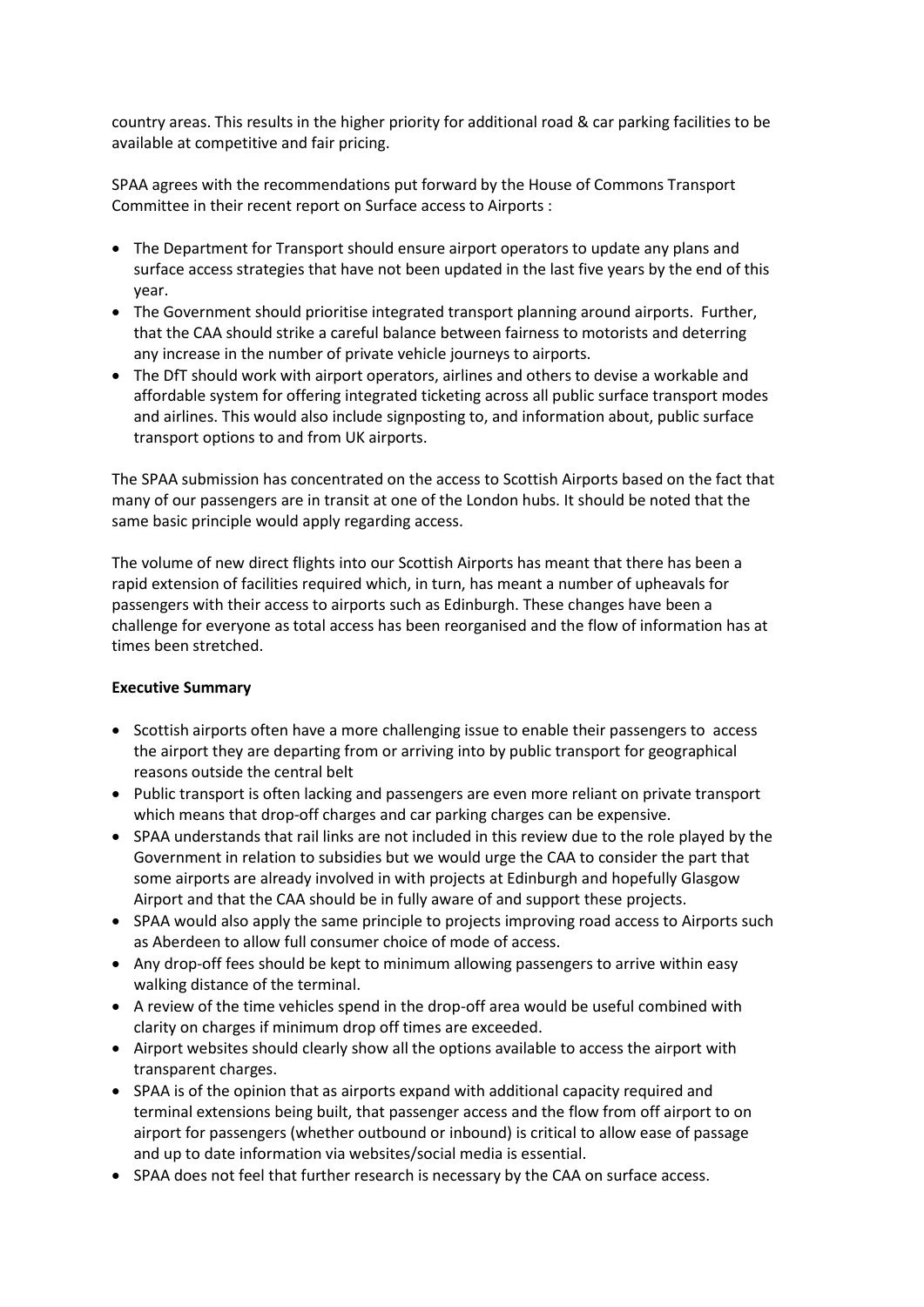country areas. This results in the higher priority for additional road & car parking facilities to be available at competitive and fair pricing.

SPAA agrees with the recommendations put forward by the House of Commons Transport Committee in their recent report on Surface access to Airports :

- The Department for Transport should ensure airport operators to update any plans and surface access strategies that have not been updated in the last five years by the end of this year.
- The Government should prioritise integrated transport planning around airports. Further, that the CAA should strike a careful balance between fairness to motorists and deterring any increase in the number of private vehicle journeys to airports.
- The DfT should work with airport operators, airlines and others to devise a workable and affordable system for offering integrated ticketing across all public surface transport modes and airlines. This would also include signposting to, and information about, public surface transport options to and from UK airports.

The SPAA submission has concentrated on the access to Scottish Airports based on the fact that many of our passengers are in transit at one of the London hubs. It should be noted that the same basic principle would apply regarding access.

The volume of new direct flights into our Scottish Airports has meant that there has been a rapid extension of facilities required which, in turn, has meant a number of upheavals for passengers with their access to airports such as Edinburgh. These changes have been a challenge for everyone as total access has been reorganised and the flow of information has at times been stretched.

**Executive Summary**

- Scottish airports often have a more challenging issue to enable their passengers to access the airport they are departing from or arriving into by public transport for geographical reasons outside the central belt
- Public transport is often lacking and passengers are even more reliant on private transport which means that drop-off charges and car parking charges can be expensive.
- SPAA understands that rail links are not included in this review due to the role played by the Government in relation to subsidies but we would urge the CAA to consider the part that some airports are already involved in with projects at Edinburgh and hopefully Glasgow Airport and that the CAA should be in fully aware of and support these projects.
- SPAA would also apply the same principle to projects improving road access to Airports such as Aberdeen to allow full consumer choice of mode of access.
- Any drop-off fees should be kept to minimum allowing passengers to arrive within easy walking distance of the terminal.
- A review of the time vehicles spend in the drop-off area would be useful combined with clarity on charges if minimum drop off times are exceeded.
- Airport websites should clearly show all the options available to access the airport with transparent charges.
- SPAA is of the opinion that as airports expand with additional capacity required and terminal extensions being built, that passenger access and the flow from off airport to on airport for passengers (whether outbound or inbound) is critical to allow ease of passage and up to date information via websites/social media is essential.
- SPAA does not feel that further research is necessary by the CAA on surface access.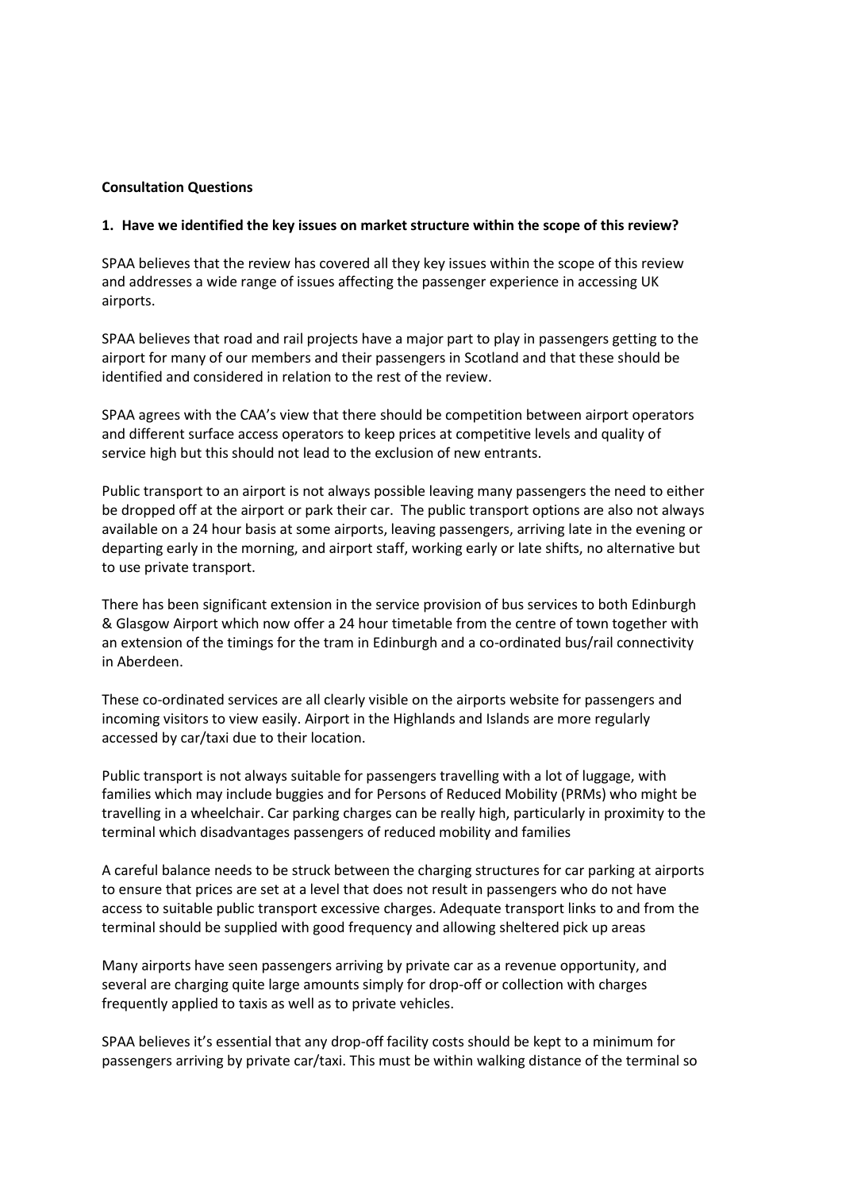**Consultation Questions**

**1. Have we identified the key issues on market structure within the scope of this review?**

SPAA believes that the review has covered all they key issues within the scope of this review and addresses a wide range of issues affecting the passenger experience in accessing UK airports.

SPAA believes that road and rail projects have a major part to play in passengers getting to the airport for many of our members and their passengers in Scotland and that these should be identified and considered in relation to the rest of the review.

SPAA agrees with the CAA's view that there should be competition between airport operators and different surface access operators to keep prices at competitive levels and quality of service high but this should not lead to the exclusion of new entrants.

Public transport to an airport is not always possible leaving many passengers the need to either be dropped off at the airport or park their car. The public transport options are also not always available on a 24 hour basis at some airports, leaving passengers, arriving late in the evening or departing early in the morning, and airport staff, working early or late shifts, no alternative but to use private transport.

There has been significant extension in the service provision of bus services to both Edinburgh & Glasgow Airport which now offer a 24 hour timetable from the centre of town together with an extension of the timings for the tram in Edinburgh and a co-ordinated bus/rail connectivity in Aberdeen.

These co-ordinated services are all clearly visible on the airports website for passengers and incoming visitors to view easily. Airport in the Highlands and Islands are more regularly accessed by car/taxi due to their location.

Public transport is not always suitable for passengers travelling with a lot of luggage, with families which may include buggies and for Persons of Reduced Mobility (PRMs) who might be travelling in a wheelchair. Car parking charges can be really high, particularly in proximity to the terminal which disadvantages passengers of reduced mobility and families

A careful balance needs to be struck between the charging structures for car parking at airports to ensure that prices are set at a level that does not result in passengers who do not have access to suitable public transport excessive charges. Adequate transport links to and from the terminal should be supplied with good frequency and allowing sheltered pick up areas

Many airports have seen passengers arriving by private car as a revenue opportunity, and several are charging quite large amounts simply for drop-off or collection with charges frequently applied to taxis as well as to private vehicles.

SPAA believes it's essential that any drop-off facility costs should be kept to a minimum for passengers arriving by private car/taxi. This must be within walking distance of the terminal so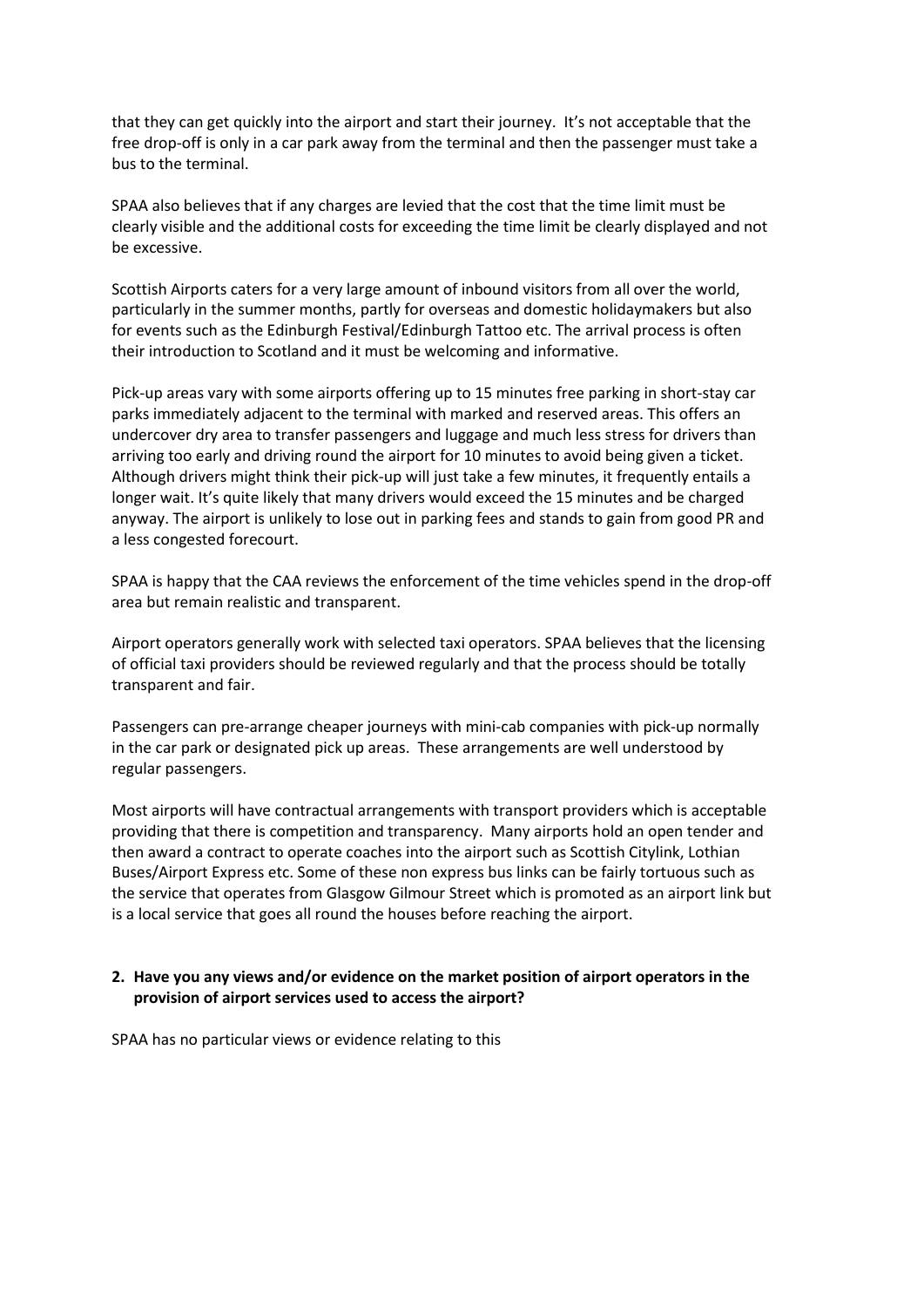that they can get quickly into the airport and start their journey. It's not acceptable that the free drop-off is only in a car park away from the terminal and then the passenger must take a bus to the terminal.

SPAA also believes that if any charges are levied that the cost that the time limit must be clearly visible and the additional costs for exceeding the time limit be clearly displayed and not be excessive.

Scottish Airports caters for a very large amount of inbound visitors from all over the world, particularly in the summer months, partly for overseas and domestic holidaymakers but also for events such as the Edinburgh Festival/Edinburgh Tattoo etc. The arrival process is often their introduction to Scotland and it must be welcoming and informative.

Pick-up areas vary with some airports offering up to 15 minutes free parking in short-stay car parks immediately adjacent to the terminal with marked and reserved areas. This offers an undercover dry area to transfer passengers and luggage and much less stress for drivers than arriving too early and driving round the airport for 10 minutes to avoid being given a ticket. Although drivers might think their pick-up will just take a few minutes, it frequently entails a longer wait. It's quite likely that many drivers would exceed the 15 minutes and be charged anyway. The airport is unlikely to lose out in parking fees and stands to gain from good PR and a less congested forecourt.

SPAA is happy that the CAA reviews the enforcement of the time vehicles spend in the drop-off area but remain realistic and transparent.

Airport operators generally work with selected taxi operators. SPAA believes that the licensing of official taxi providers should be reviewed regularly and that the process should be totally transparent and fair.

Passengers can pre-arrange cheaper journeys with mini-cab companies with pick-up normally in the car park or designated pick up areas. These arrangements are well understood by regular passengers.

Most airports will have contractual arrangements with transport providers which is acceptable providing that there is competition and transparency. Many airports hold an open tender and then award a contract to operate coaches into the airport such as Scottish Citylink, Lothian Buses/Airport Express etc. Some of these non express bus links can be fairly tortuous such as the service that operates from Glasgow Gilmour Street which is promoted as an airport link but is a local service that goes all round the houses before reaching the airport.

2. **Have you any views and/or evidence on the market position of airport operators in the provision of airport services used to access the airport?**

SPAA has no particular views or evidence relating to this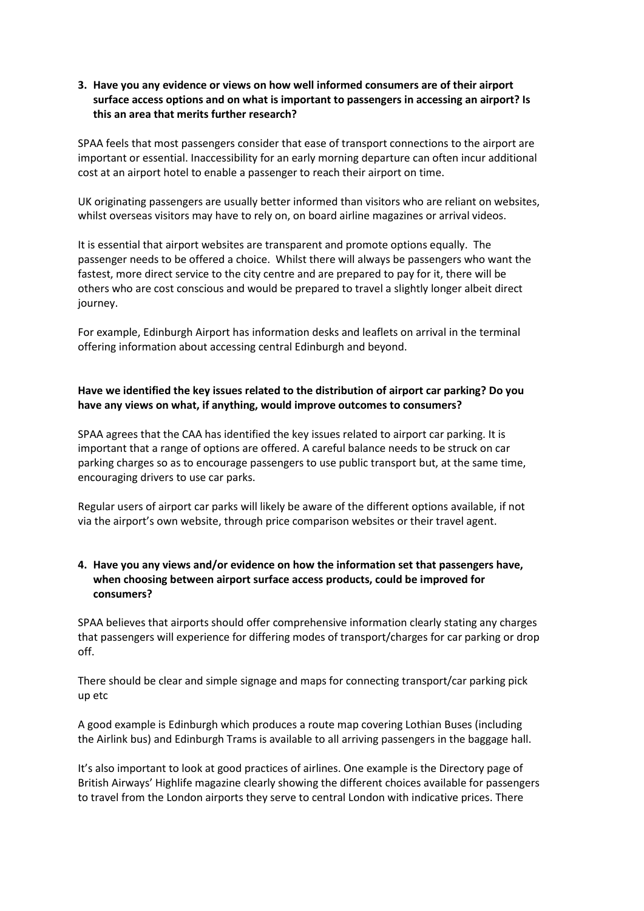3. **Have you any evidence or views on how well informed consumers are of their airport surface access options and on what is important to passengers in accessing an airport? Is this an area that merits further research?**

SPAA feels that most passengers consider that ease of transport connections to the airport are important or essential. Inaccessibility for an early morning departure can often incur additional cost at an airport hotel to enable a passenger to reach their airport on time.

UK originating passengers are usually better informed than visitors who are reliant on websites, whilst overseas visitors may have to rely on, on board airline magazines or arrival videos.

It is essential that airport websites are transparent and promote options equally. The passenger needs to be offered a choice. Whilst there will always be passengers who want the fastest, more direct service to the city centre and are prepared to pay for it, there will be others who are cost conscious and would be prepared to travel a slightly longer albeit direct journey.

For example, Edinburgh Airport has information desks and leaflets on arrival in the terminal offering information about accessing central Edinburgh and beyond.

**Have we identified the key issues related to the distribution of airport car parking? Do you have any views on what, if anything, would improve outcomes to consumers?**

SPAA agrees that the CAA has identified the key issues related to airport car parking. It is important that a range of options are offered. A careful balance needs to be struck on car parking charges so as to encourage passengers to use public transport but, at the same time, encouraging drivers to use car parks.

Regular users of airport car parks will likely be aware of the different options available, if not via the airport's own website, through price comparison websites or their travel agent.

4. **Have you any views and/or evidence on how the information set that passengers have, when choosing between airport surface access products, could be improved for consumers?**

SPAA believes that airports should offer comprehensive information clearly stating any charges that passengers will experience for differing modes of transport/charges for car parking or drop off.

There should be clear and simple signage and maps for connecting transport/car parking pick up etc

A good example is Edinburgh which produces a route map covering Lothian Buses (including the Airlink bus) and Edinburgh Trams is available to all arriving passengers in the baggage hall.

It's also important to look at good practices of airlines. One example is the Directory page of British Airways' Highlife magazine clearly showing the different choices available for passengers to travel from the London airports they serve to central London with indicative prices. There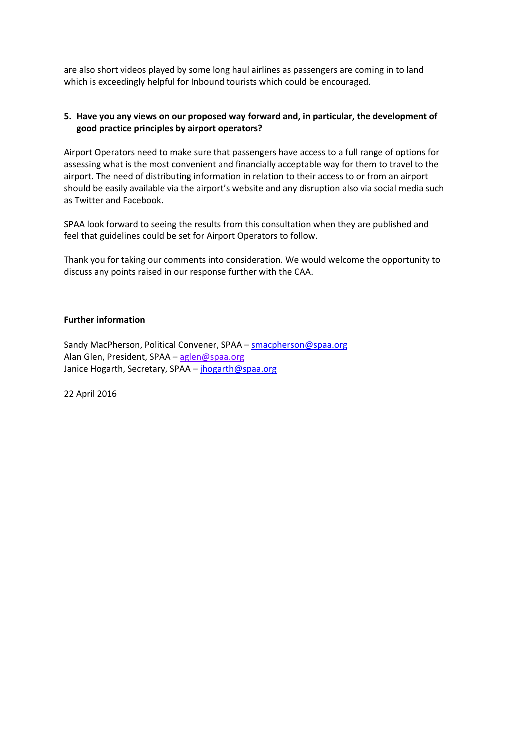are also short videos played by some long haul airlines as passengers are coming in to land which is exceedingly helpful for Inbound tourists which could be encouraged.

5. **Have you any views on our proposed way forward and, in particular, the development of good practice principles by airport operators?**

Airport Operators need to make sure that passengers have access to a full range of options for assessing what is the most convenient and financially acceptable way for them to travel to the airport. The need of distributing information in relation to their access to or from an airport should be easily available via the airport's website and any disruption also via social media such as Twitter and Facebook.

SPAA look forward to seeing the results from this consultation when they are published and feel that guidelines could be set for Airport Operators to follow.

Thank you for taking our comments into consideration. We would welcome the opportunity to discuss any points raised in our response further with the CAA.

**Further information**

Sandy MacPherson, Political Convener, SPAA – smacpherson@spaa.org
Alan Glen, President, SPAA – aglen@spaa.org
Janice Hogarth, Secretary, SPAA – jhogarth@spaa.org

22 April 2016